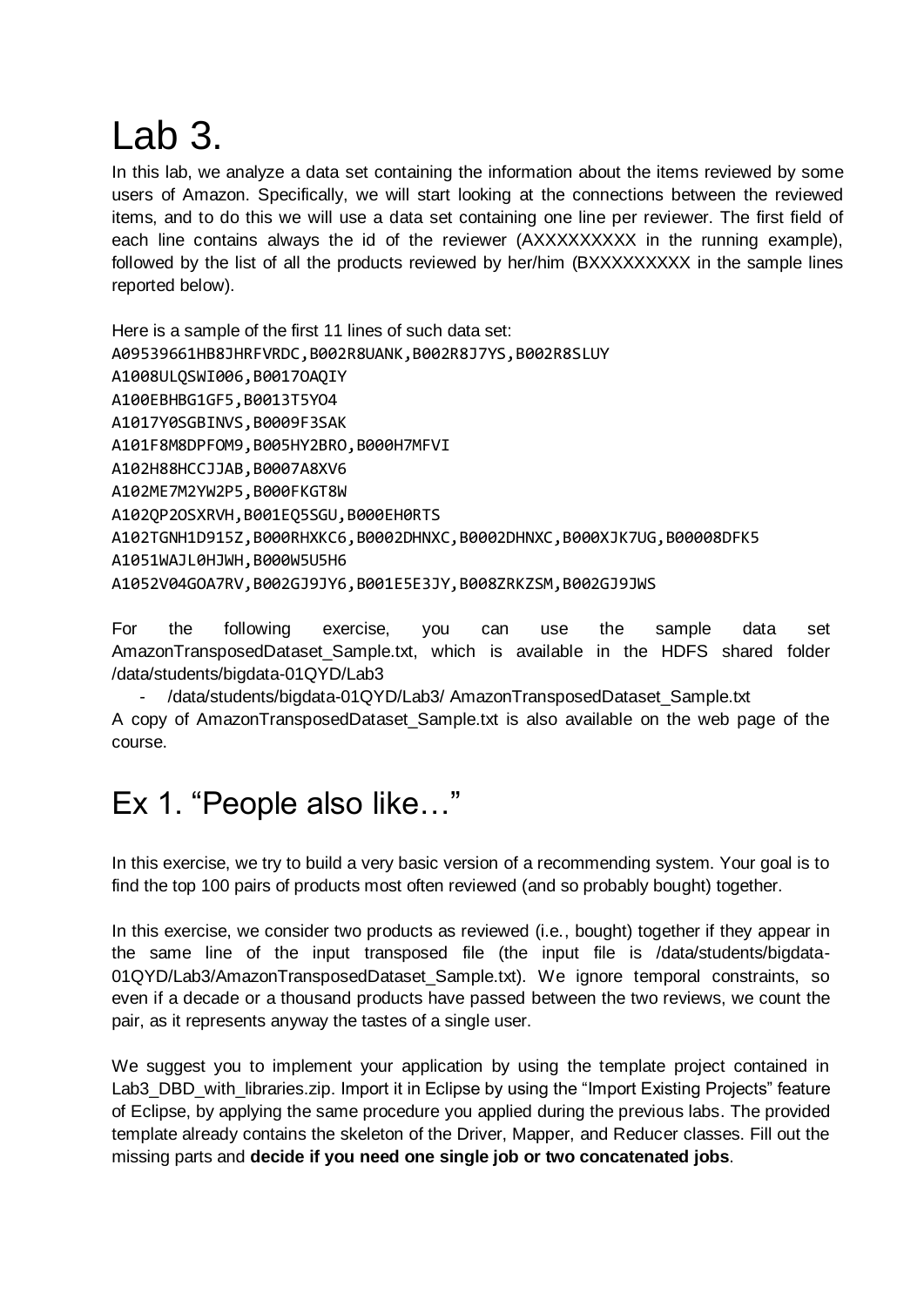# Lab 3.

In this lab, we analyze a data set containing the information about the items reviewed by some users of Amazon. Specifically, we will start looking at the connections between the reviewed items, and to do this we will use a data set containing one line per reviewer. The first field of each line contains always the id of the reviewer (AXXXXXXXXX in the running example), followed by the list of all the products reviewed by her/him (BXXXXXXXXX in the sample lines reported below).

Here is a sample of the first 11 lines of such data set:

```
A09539661HB8JHRFVRDC,B002R8UANK,B002R8J7YS,B002R8SLUY
A1008ULQSWI006,B0017OAQIY
A100EBHBG1GF5,B0013T5YO4
A1017Y0SGBINVS,B0009F3SAK
A101F8M8DPFOM9,B005HY2BRO,B000H7MFVI
A102H88HCCJJAB,B0007A8XV6
A102ME7M2YW2P5,B000FKGT8W
A102QP2OSXRVH,B001EQ5SGU,B000EH0RTS
A102TGNH1D915Z,B000RHXKC6,B0002DHNXC,B0002DHNXC,B000XJK7UG,B00008DFK5
A1051WAJL0HJWH,B000W5U5H6
A1052V04GOA7RV,B002GJ9JY6,B001E5E3JY,B008ZRKZSM,B002GJ9JWS
```

For the following exercise, you can use the sample data set AmazonTransposedDataset_Sample.txt, which is available in the HDFS shared folder /data/students/bigdata-01QYD/Lab3

- /data/students/bigdata-01QYD/Lab3/ AmazonTransposedDataset_Sample.txt

A copy of AmazonTransposedDataset_Sample.txt is also available on the web page of the course.

## Ex 1. "People also like…"

In this exercise, we try to build a very basic version of a recommending system. Your goal is to find the top 100 pairs of products most often reviewed (and so probably bought) together.

In this exercise, we consider two products as reviewed (i.e., bought) together if they appear in the same line of the input transposed file (the input file is /data/students/bigdata-01QYD/Lab3/AmazonTransposedDataset_Sample.txt). We ignore temporal constraints, so even if a decade or a thousand products have passed between the two reviews, we count the pair, as it represents anyway the tastes of a single user.

We suggest you to implement your application by using the template project contained in Lab3_DBD_with_libraries.zip. Import it in Eclipse by using the "Import Existing Projects" feature of Eclipse, by applying the same procedure you applied during the previous labs. The provided template already contains the skeleton of the Driver, Mapper, and Reducer classes. Fill out the missing parts and **decide if you need one single job or two concatenated jobs**.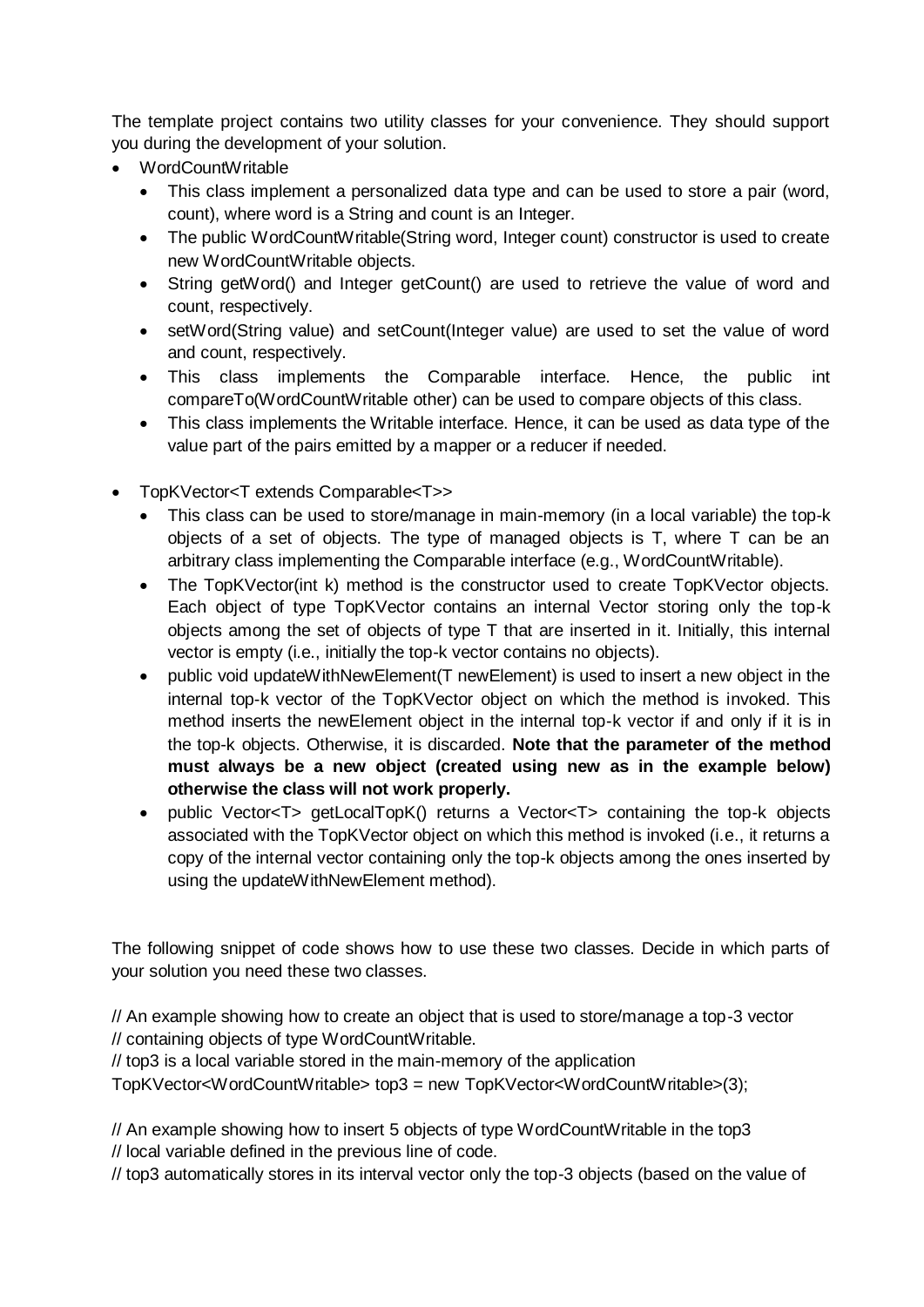The template project contains two utility classes for your convenience. They should support you during the development of your solution.

- WordCountWritable
  - This class implement a personalized data type and can be used to store a pair (word, count), where word is a String and count is an Integer.
  - The public WordCountWritable(String word, Integer count) constructor is used to create new WordCountWritable objects.
  - String getWord() and Integer getCount() are used to retrieve the value of word and count, respectively.
  - setWord(String value) and setCount(Integer value) are used to set the value of word and count, respectively.
  - This class implements the Comparable interface. Hence, the public int compareTo(WordCountWritable other) can be used to compare objects of this class.
  - This class implements the Writable interface. Hence, it can be used as data type of the value part of the pairs emitted by a mapper or a reducer if needed.

- TopKVector<T extends Comparable<T>>
  - This class can be used to store/manage in main-memory (in a local variable) the top-k objects of a set of objects. The type of managed objects is T, where T can be an arbitrary class implementing the Comparable interface (e.g., WordCountWritable).
  - The TopKVector(int k) method is the constructor used to create TopKVector objects. Each object of type TopKVector contains an internal Vector storing only the top-k objects among the set of objects of type T that are inserted in it. Initially, this internal vector is empty (i.e., initially the top-k vector contains no objects).
  - public void updateWithNewElement(T newElement) is used to insert a new object in the internal top-k vector of the TopKVector object on which the method is invoked. This method inserts the newElement object in the internal top-k vector if and only if it is in the top-k objects. Otherwise, it is discarded. **Note that the parameter of the method must always be a new object (created using new as in the example below) otherwise the class will not work properly.**
  - public Vector<T> getLocalTopK() returns a Vector<T> containing the top-k objects associated with the TopKVector object on which this method is invoked (i.e., it returns a copy of the internal vector containing only the top-k objects among the ones inserted by using the updateWithNewElement method).

The following snippet of code shows how to use these two classes. Decide in which parts of your solution you need these two classes.

```
// An example showing how to create an object that is used to store/manage a top-3 vector
// containing objects of type WordCountWritable.
// top3 is a local variable stored in the main-memory of the application
TopKVector<WordCountWritable> top3 = new TopKVector<WordCountWritable>(3);

// An example showing how to insert 5 objects of type WordCountWritable in the top3
// local variable defined in the previous line of code.
// top3 automatically stores in its interval vector only the top-3 objects (based on the value of
```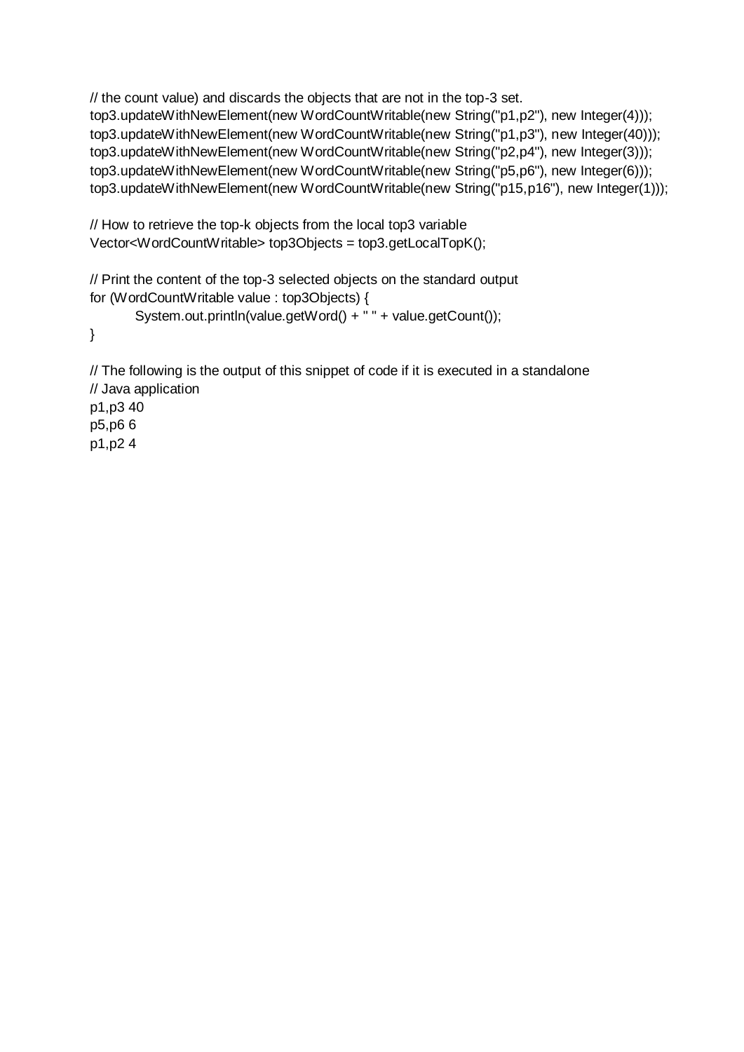```java
// the count value) and discards the objects that are not in the top-3 set.
top3.updateWithNewElement(new WordCountWritable(new String("p1,p2"), new Integer(4)));
top3.updateWithNewElement(new WordCountWritable(new String("p1,p3"), new Integer(40)));
top3.updateWithNewElement(new WordCountWritable(new String("p2,p4"), new Integer(3)));
top3.updateWithNewElement(new WordCountWritable(new String("p5,p6"), new Integer(6)));
top3.updateWithNewElement(new WordCountWritable(new String("p15,p16"), new Integer(1)));

// How to retrieve the top-k objects from the local top3 variable
Vector<WordCountWritable> top3Objects = top3.getLocalTopK();

// Print the content of the top-3 selected objects on the standard output
for (WordCountWritable value : top3Objects) {
	System.out.println(value.getWord() + " " + value.getCount());
}

// The following is the output of this snippet of code if it is executed in a standalone
// Java application
p1,p3 40
p5,p6 6
p1,p2 4
```